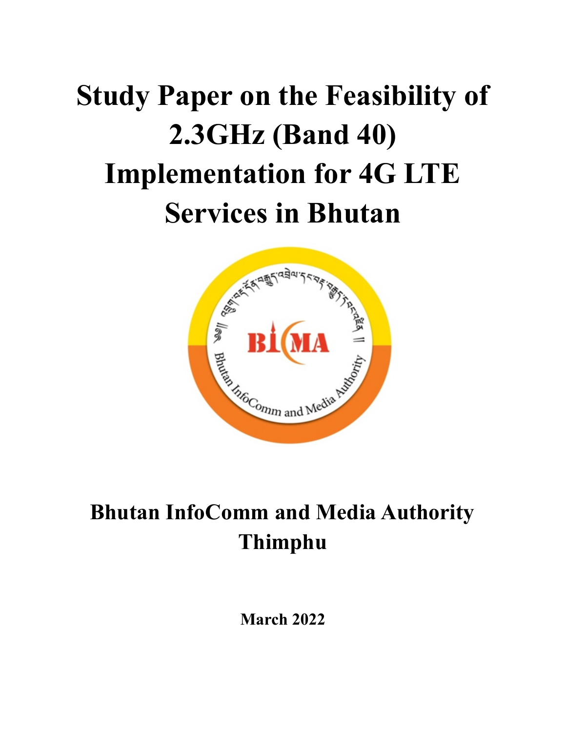# Study Paper on the Feasibility of 2.3GHz (Band 40) Implementation for 4G LTE Services in Bhutan

**Bhutan InfoComm and Media Authority**
**Thimphu**

**March 2022**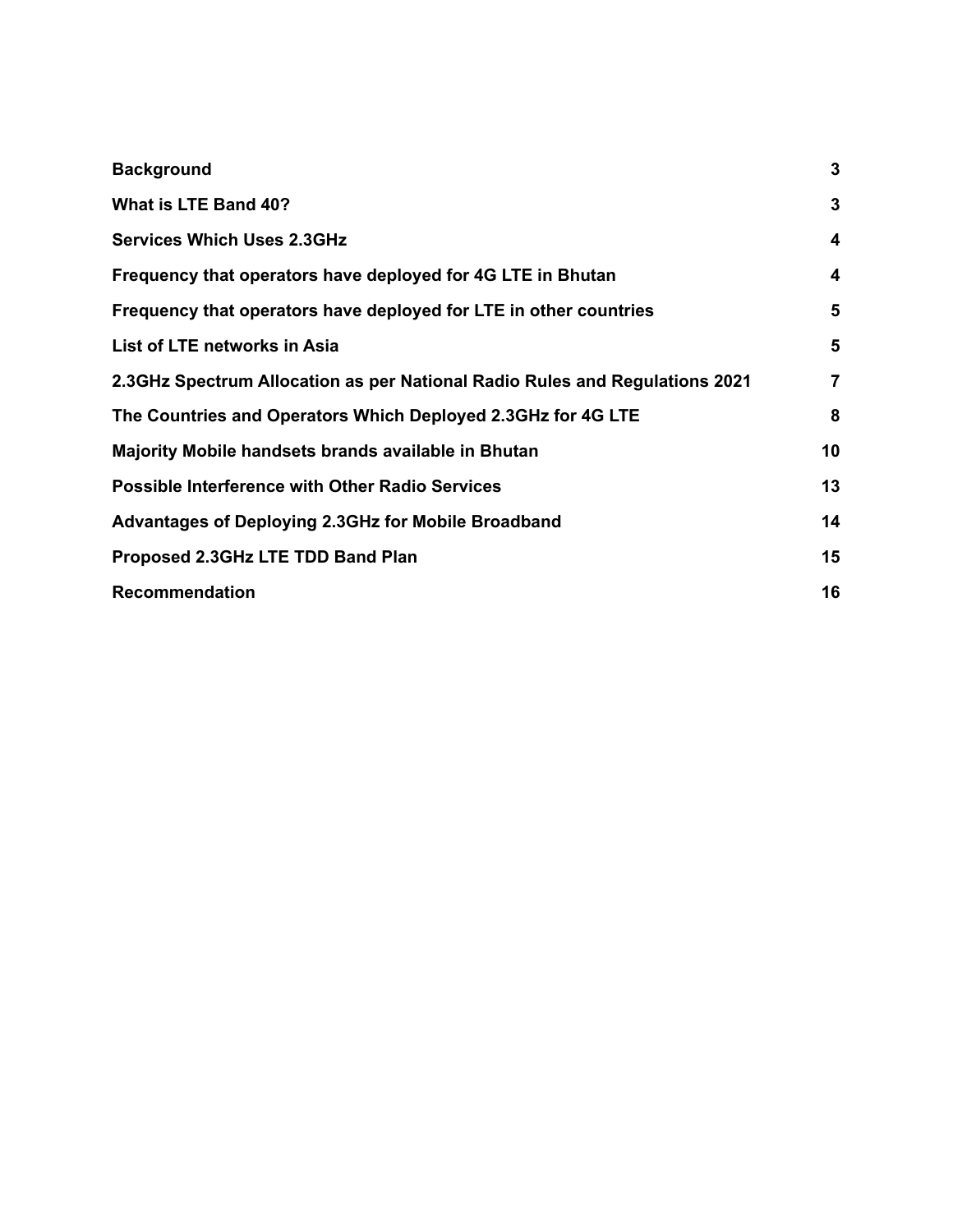| | |
|---|---|
| **Background** | **3** |
| **What is LTE Band 40?** | **3** |
| **Services Which Uses 2.3GHz** | **4** |
| **Frequency that operators have deployed for 4G LTE in Bhutan** | **4** |
| **Frequency that operators have deployed for LTE in other countries** | **5** |
| **List of LTE networks in Asia** | **5** |
| **2.3GHz Spectrum Allocation as per National Radio Rules and Regulations 2021** | **7** |
| **The Countries and Operators Which Deployed 2.3GHz for 4G LTE** | **8** |
| **Majority Mobile handsets brands available in Bhutan** | **10** |
| **Possible Interference with Other Radio Services** | **13** |
| **Advantages of Deploying 2.3GHz for Mobile Broadband** | **14** |
| **Proposed 2.3GHz LTE TDD Band Plan** | **15** |
| **Recommendation** | **16** |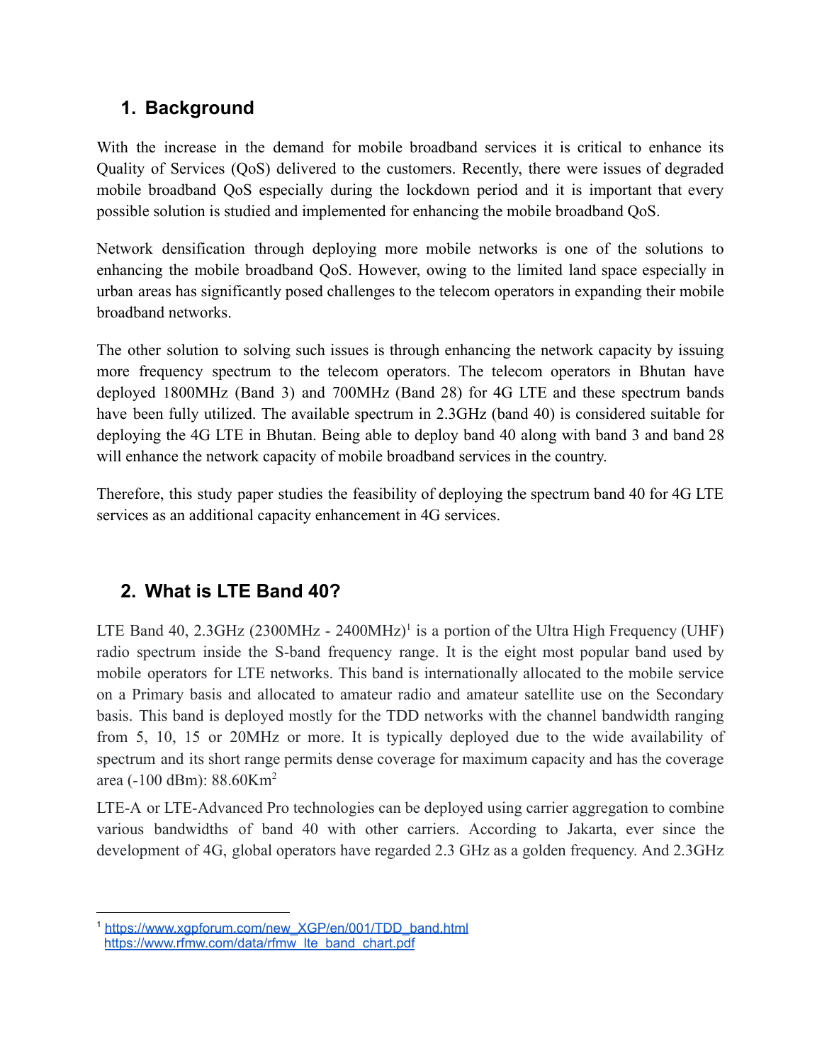## 1. Background

With the increase in the demand for mobile broadband services it is critical to enhance its Quality of Services (QoS) delivered to the customers. Recently, there were issues of degraded mobile broadband QoS especially during the lockdown period and it is important that every possible solution is studied and implemented for enhancing the mobile broadband QoS.

Network densification through deploying more mobile networks is one of the solutions to enhancing the mobile broadband QoS. However, owing to the limited land space especially in urban areas has significantly posed challenges to the telecom operators in expanding their mobile broadband networks.

The other solution to solving such issues is through enhancing the network capacity by issuing more frequency spectrum to the telecom operators. The telecom operators in Bhutan have deployed 1800MHz (Band 3) and 700MHz (Band 28) for 4G LTE and these spectrum bands have been fully utilized. The available spectrum in 2.3GHz (band 40) is considered suitable for deploying the 4G LTE in Bhutan. Being able to deploy band 40 along with band 3 and band 28 will enhance the network capacity of mobile broadband services in the country.

Therefore, this study paper studies the feasibility of deploying the spectrum band 40 for 4G LTE services as an additional capacity enhancement in 4G services.

## 2. What is LTE Band 40?

LTE Band 40, 2.3GHz (2300MHz - 2400MHz)[1] is a portion of the Ultra High Frequency (UHF) radio spectrum inside the S-band frequency range. It is the eight most popular band used by mobile operators for LTE networks. This band is internationally allocated to the mobile service on a Primary basis and allocated to amateur radio and amateur satellite use on the Secondary basis. This band is deployed mostly for the TDD networks with the channel bandwidth ranging from 5, 10, 15 or 20MHz or more. It is typically deployed due to the wide availability of spectrum and its short range permits dense coverage for maximum capacity and has the coverage area (-100 dBm): 88.60Km$^2$

LTE-A or LTE-Advanced Pro technologies can be deployed using carrier aggregation to combine various bandwidths of band 40 with other carriers. According to Jakarta, ever since the development of 4G, global operators have regarded 2.3 GHz as a golden frequency. And 2.3GHz

---

[1] https://www.xgpforum.com/new_XGP/en/001/TDD_band.html
https://www.rfmw.com/data/rfmw_lte_band_chart.pdf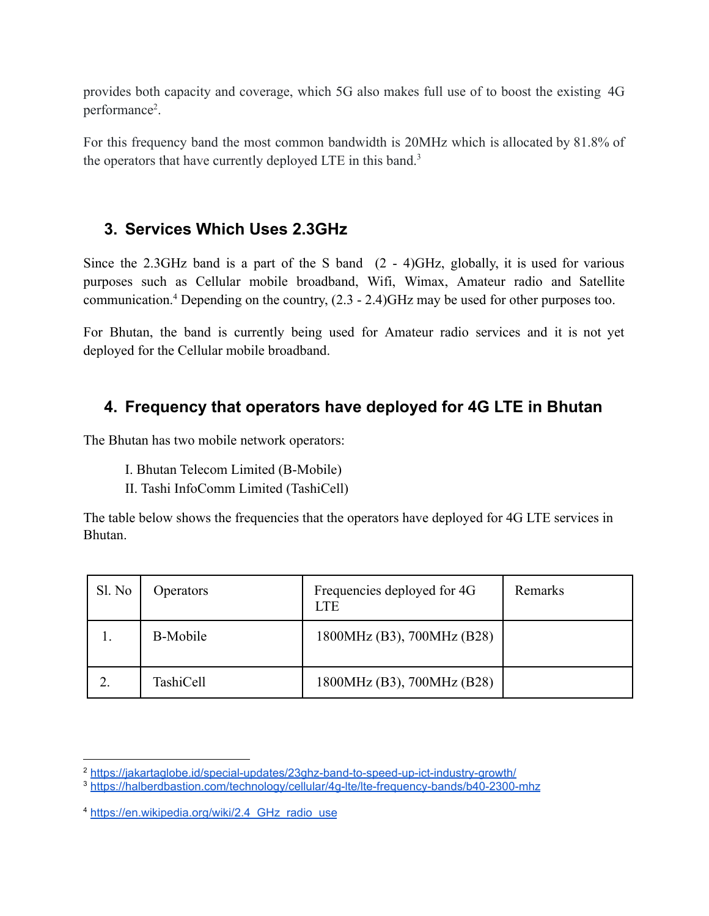provides both capacity and coverage, which 5G also makes full use of to boost the existing 4G performance[2].

For this frequency band the most common bandwidth is 20MHz which is allocated by 81.8% of the operators that have currently deployed LTE in this band.[3]

## 3. Services Which Uses 2.3GHz

Since the 2.3GHz band is a part of the S band (2 - 4)GHz, globally, it is used for various purposes such as Cellular mobile broadband, Wifi, Wimax, Amateur radio and Satellite communication.[4] Depending on the country, (2.3 - 2.4)GHz may be used for other purposes too.

For Bhutan, the band is currently being used for Amateur radio services and it is not yet deployed for the Cellular mobile broadband.

## 4. Frequency that operators have deployed for 4G LTE in Bhutan

The Bhutan has two mobile network operators:

I. Bhutan Telecom Limited (B-Mobile)
II. Tashi InfoComm Limited (TashiCell)

The table below shows the frequencies that the operators have deployed for 4G LTE services in Bhutan.

| Sl. No | Operators | Frequencies deployed for 4G LTE | Remarks |
|---|---|---|---|
| 1. | B-Mobile | 1800MHz (B3), 700MHz (B28) | |
| 2. | TashiCell | 1800MHz (B3), 700MHz (B28) | |

---

[2] https://jakartaglobe.id/special-updates/23ghz-band-to-speed-up-ict-industry-growth/
[3] https://halberdbastion.com/technology/cellular/4g-lte/lte-frequency-bands/b40-2300-mhz

[4] https://en.wikipedia.org/wiki/2.4_GHz_radio_use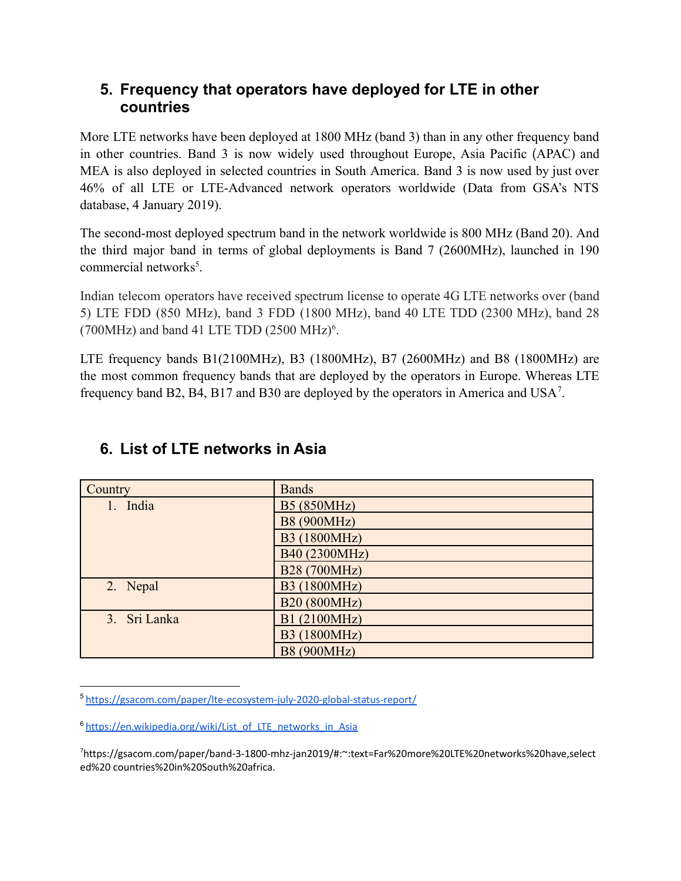## 5. Frequency that operators have deployed for LTE in other countries

More LTE networks have been deployed at 1800 MHz (band 3) than in any other frequency band in other countries. Band 3 is now widely used throughout Europe, Asia Pacific (APAC) and MEA is also deployed in selected countries in South America. Band 3 is now used by just over 46% of all LTE or LTE-Advanced network operators worldwide (Data from GSA's NTS database, 4 January 2019).

The second-most deployed spectrum band in the network worldwide is 800 MHz (Band 20). And the third major band in terms of global deployments is Band 7 (2600MHz), launched in 190 commercial networks[5].

Indian telecom operators have received spectrum license to operate 4G LTE networks over (band 5) LTE FDD (850 MHz), band 3 FDD (1800 MHz), band 40 LTE TDD (2300 MHz), band 28 (700MHz) and band 41 LTE TDD (2500 MHz)[6].

LTE frequency bands B1(2100MHz), B3 (1800MHz), B7 (2600MHz) and B8 (1800MHz) are the most common frequency bands that are deployed by the operators in Europe. Whereas LTE frequency band B2, B4, B17 and B30 are deployed by the operators in America and USA[7].

## 6. List of LTE networks in Asia

| Country | Bands |
|---|---|
| 1. India | B5 (850MHz) |
| | B8 (900MHz) |
| | B3 (1800MHz) |
| | B40 (2300MHz) |
| | B28 (700MHz) |
| 2. Nepal | B3 (1800MHz) |
| | B20 (800MHz) |
| 3. Sri Lanka | B1 (2100MHz) |
| | B3 (1800MHz) |
| | B8 (900MHz) |

---

[5] https://gsacom.com/paper/lte-ecosystem-july-2020-global-status-report/

[6] https://en.wikipedia.org/wiki/List_of_LTE_networks_in_Asia

[7] https://gsacom.com/paper/band-3-1800-mhz-jan2019/#:~:text=Far%20more%20LTE%20networks%20have,selected%20 countries%20in%20South%20africa.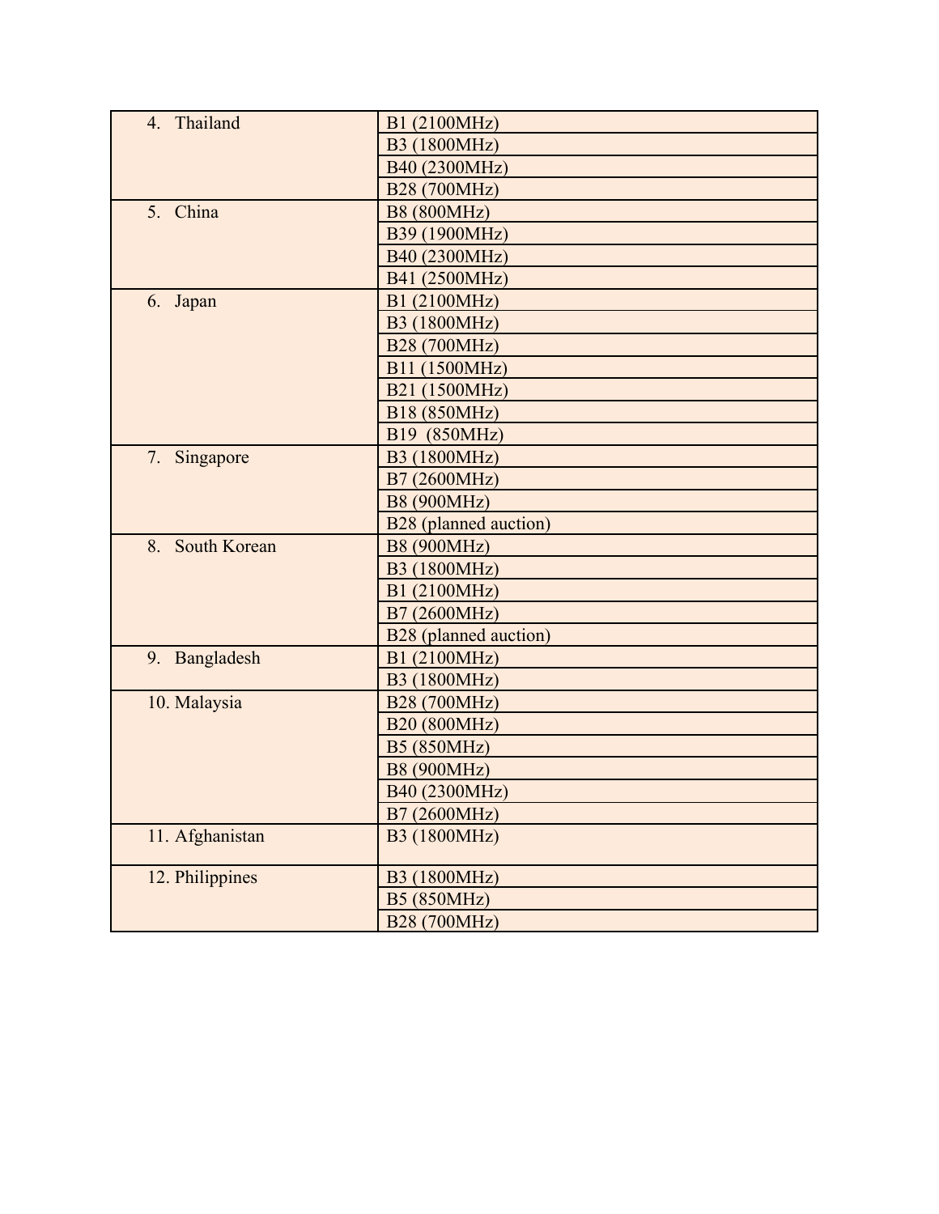| | |
|---|---|
| 4. Thailand | B1 (2100MHz) |
| | B3 (1800MHz) |
| | B40 (2300MHz) |
| | B28 (700MHz) |
| 5. China | B8 (800MHz) |
| | B39 (1900MHz) |
| | B40 (2300MHz) |
| | B41 (2500MHz) |
| 6. Japan | B1 (2100MHz) |
| | B3 (1800MHz) |
| | B28 (700MHz) |
| | B11 (1500MHz) |
| | B21 (1500MHz) |
| | B18 (850MHz) |
| | B19 (850MHz) |
| 7. Singapore | B3 (1800MHz) |
| | B7 (2600MHz) |
| | B8 (900MHz) |
| | B28 (planned auction) |
| 8. South Korean | B8 (900MHz) |
| | B3 (1800MHz) |
| | B1 (2100MHz) |
| | B7 (2600MHz) |
| | B28 (planned auction) |
| 9. Bangladesh | B1 (2100MHz) |
| | B3 (1800MHz) |
| 10. Malaysia | B28 (700MHz) |
| | B20 (800MHz) |
| | B5 (850MHz) |
| | B8 (900MHz) |
| | B40 (2300MHz) |
| | B7 (2600MHz) |
| 11. Afghanistan | B3 (1800MHz) |
| 12. Philippines | B3 (1800MHz) |
| | B5 (850MHz) |
| | B28 (700MHz) |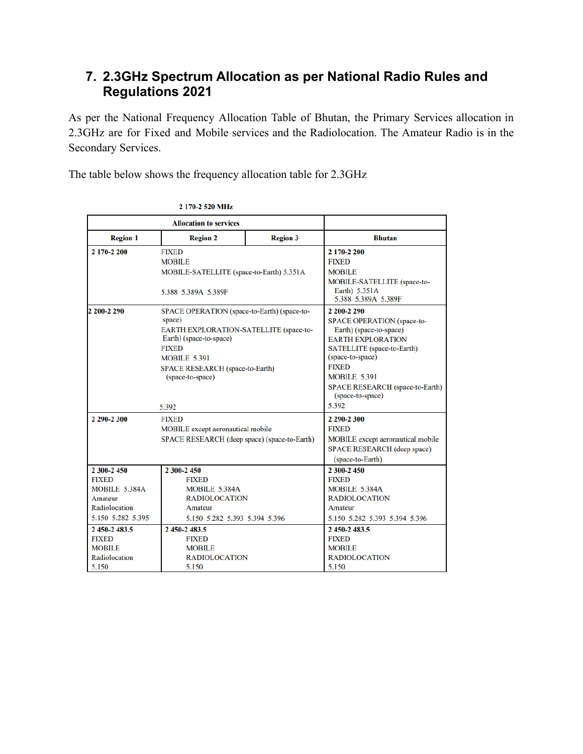# 7. 2.3GHz Spectrum Allocation as per National Radio Rules and Regulations 2021

As per the National Frequency Allocation Table of Bhutan, the Primary Services allocation in 2.3GHz are for Fixed and Mobile services and the Radiolocation. The Amateur Radio is in the Secondary Services.

The table below shows the frequency allocation table for 2.3GHz

**2 170-2 520 MHz**

| Allocation to services | | | |
|---|---|---|---|
| **Region 1** | **Region 2** | **Region 3** | **Bhutan** |
| **2 170-2 200** | FIXED<br>MOBILE<br>MOBILE-SATELLITE (space-to-Earth) 5.351A<br><br>5.388 5.389A 5.389F | | **2 170-2 200**<br>FIXED<br>MOBILE<br>MOBILE-SATELLITE (space-to-Earth) 5.351A<br>5.388 5.389A 5.389F |
| **2 200-2 290** | SPACE OPERATION (space-to-Earth) (space-to-space)<br>EARTH EXPLORATION-SATELLITE (space-to-Earth) (space-to-space)<br>FIXED<br>MOBILE 5.391<br>SPACE RESEARCH (space-to-Earth) (space-to-space)<br><br>5.392 | | **2 200-2 290**<br>SPACE OPERATION (space-to-Earth) (space-to-space)<br>EARTH EXPLORATION SATELLITE (space-to-Earth) (space-to-space)<br>FIXED<br>MOBILE 5.391<br>SPACE RESEARCH (space-to-Earth) (space-to-space)<br>5.392 |
| **2 290-2 300** | FIXED<br>MOBILE except aeronautical mobile<br>SPACE RESEARCH (deep space) (space-to-Earth) | | **2 290-2 300**<br>FIXED<br>MOBILE except aeronautical mobile<br>SPACE RESEARCH (deep space) (space-to-Earth) |
| **2 300-2 450**<br>FIXED<br>MOBILE 5.384A<br>Amateur<br>Radiolocation<br>5.150 5.282 5.395 | **2 300-2 450**<br>FIXED<br>MOBILE 5.384A<br>RADIOLOCATION<br>Amateur<br>5.150 5.282 5.393 5.394 5.396 | | **2 300-2 450**<br>FIXED<br>MOBILE 5.384A<br>RADIOLOCATION<br>Amateur<br>5.150 5.282 5.393 5.394 5.396 |
| **2 450-2 483.5**<br>FIXED<br>MOBILE<br>Radiolocation<br>5.150 | **2 450-2 483.5**<br>FIXED<br>MOBILE<br>RADIOLOCATION<br>5.150 | | **2 450-2 483.5**<br>FIXED<br>MOBILE<br>RADIOLOCATION<br>5.150 |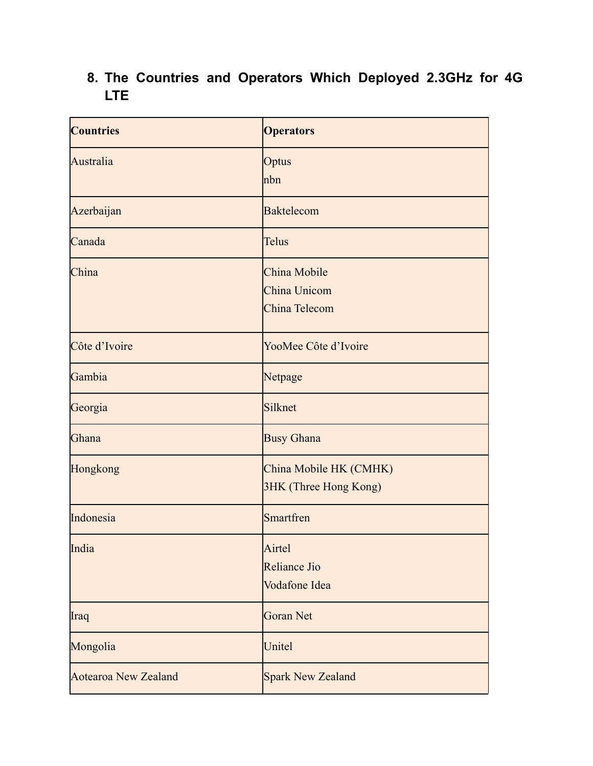## 8. The Countries and Operators Which Deployed 2.3GHz for 4G LTE

| Countries | Operators |
|---|---|
| Australia | Optus<br>nbn |
| Azerbaijan | Baktelecom |
| Canada | Telus |
| China | China Mobile<br>China Unicom<br>China Telecom |
| Côte d'Ivoire | YooMee Côte d'Ivoire |
| Gambia | Netpage |
| Georgia | Silknet |
| Ghana | Busy Ghana |
| Hongkong | China Mobile HK (CMHK)<br>3HK (Three Hong Kong) |
| Indonesia | Smartfren |
| India | Airtel<br>Reliance Jio<br>Vodafone Idea |
| Iraq | Goran Net |
| Mongolia | Unitel |
| Aotearoa New Zealand | Spark New Zealand |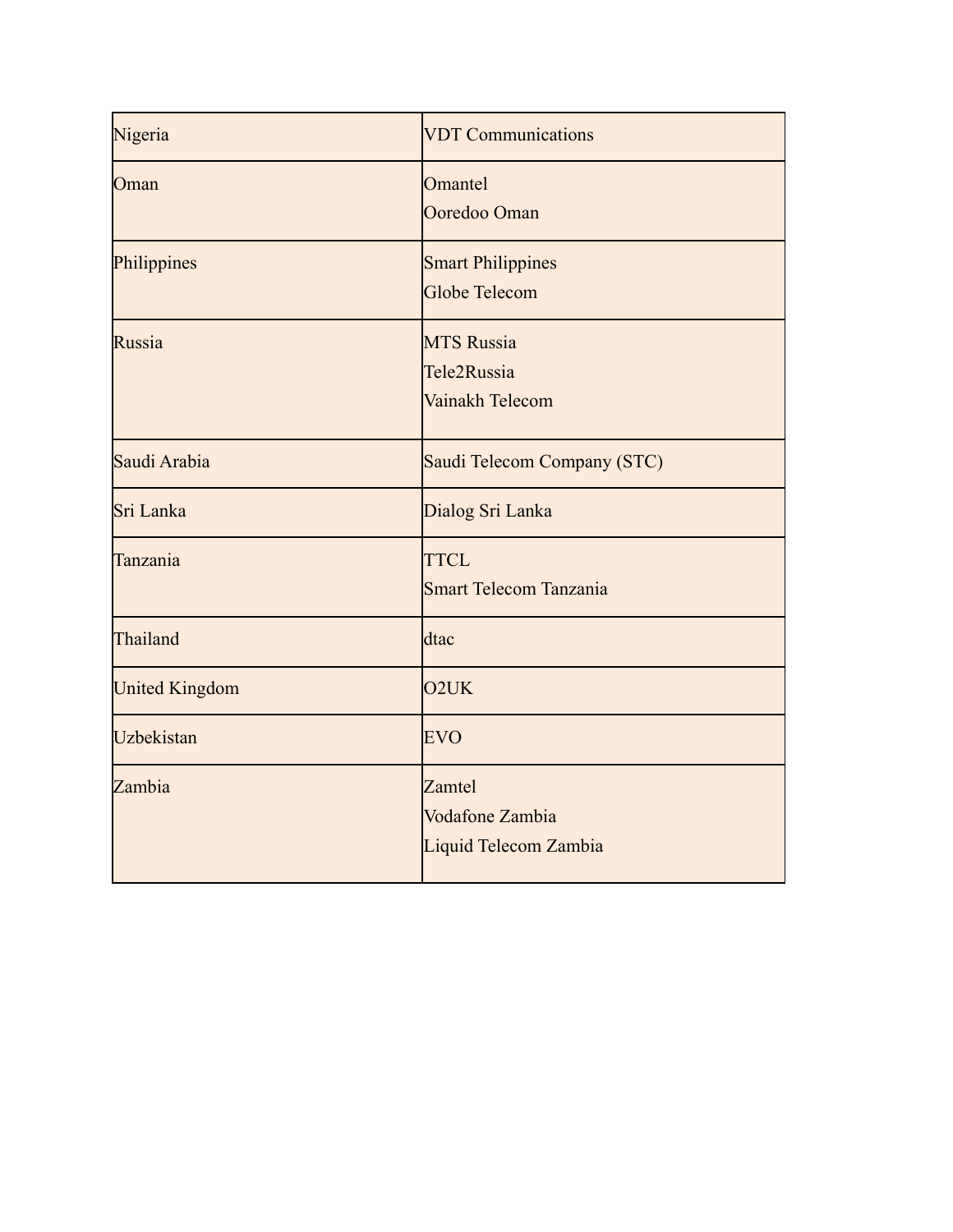| Nigeria | VDT Communications |
| --- | --- |
| Oman | Omantel<br>Ooredoo Oman |
| Philippines | Smart Philippines<br>Globe Telecom |
| Russia | MTS Russia<br>Tele2Russia<br>Vainakh Telecom |
| Saudi Arabia | Saudi Telecom Company (STC) |
| Sri Lanka | Dialog Sri Lanka |
| Tanzania | TTCL<br>Smart Telecom Tanzania |
| Thailand | dtac |
| United Kingdom | O2UK |
| Uzbekistan | EVO |
| Zambia | Zamtel<br>Vodafone Zambia<br>Liquid Telecom Zambia |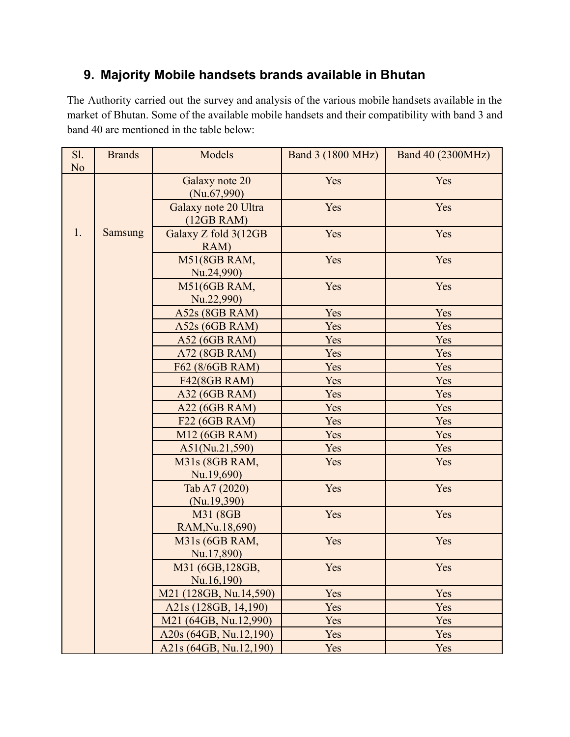## 9. Majority Mobile handsets brands available in Bhutan

The Authority carried out the survey and analysis of the various mobile handsets available in the market of Bhutan. Some of the available mobile handsets and their compatibility with band 3 and band 40 are mentioned in the table below:

| Sl. No | Brands | Models | Band 3 (1800 MHz) | Band 40 (2300MHz) |
|---|---|---|---|---|
| 1. | Samsung | Galaxy note 20 (Nu.67,990) | Yes | Yes |
| | | Galaxy note 20 Ultra (12GB RAM) | Yes | Yes |
| | | Galaxy Z fold 3(12GB RAM) | Yes | Yes |
| | | M51(8GB RAM, Nu.24,990) | Yes | Yes |
| | | M51(6GB RAM, Nu.22,990) | Yes | Yes |
| | | A52s (8GB RAM) | Yes | Yes |
| | | A52s (6GB RAM) | Yes | Yes |
| | | A52 (6GB RAM) | Yes | Yes |
| | | A72 (8GB RAM) | Yes | Yes |
| | | F62 (8/6GB RAM) | Yes | Yes |
| | | F42(8GB RAM) | Yes | Yes |
| | | A32 (6GB RAM) | Yes | Yes |
| | | A22 (6GB RAM) | Yes | Yes |
| | | F22 (6GB RAM) | Yes | Yes |
| | | M12 (6GB RAM) | Yes | Yes |
| | | A51(Nu.21,590) | Yes | Yes |
| | | M31s (8GB RAM, Nu.19,690) | Yes | Yes |
| | | Tab A7 (2020) (Nu.19,390) | Yes | Yes |
| | | M31 (8GB RAM,Nu.18,690) | Yes | Yes |
| | | M31s (6GB RAM, Nu.17,890) | Yes | Yes |
| | | M31 (6GB,128GB, Nu.16,190) | Yes | Yes |
| | | M21 (128GB, Nu.14,590) | Yes | Yes |
| | | A21s (128GB, 14,190) | Yes | Yes |
| | | M21 (64GB, Nu.12,990) | Yes | Yes |
| | | A20s (64GB, Nu.12,190) | Yes | Yes |
| | | A21s (64GB, Nu.12,190) | Yes | Yes |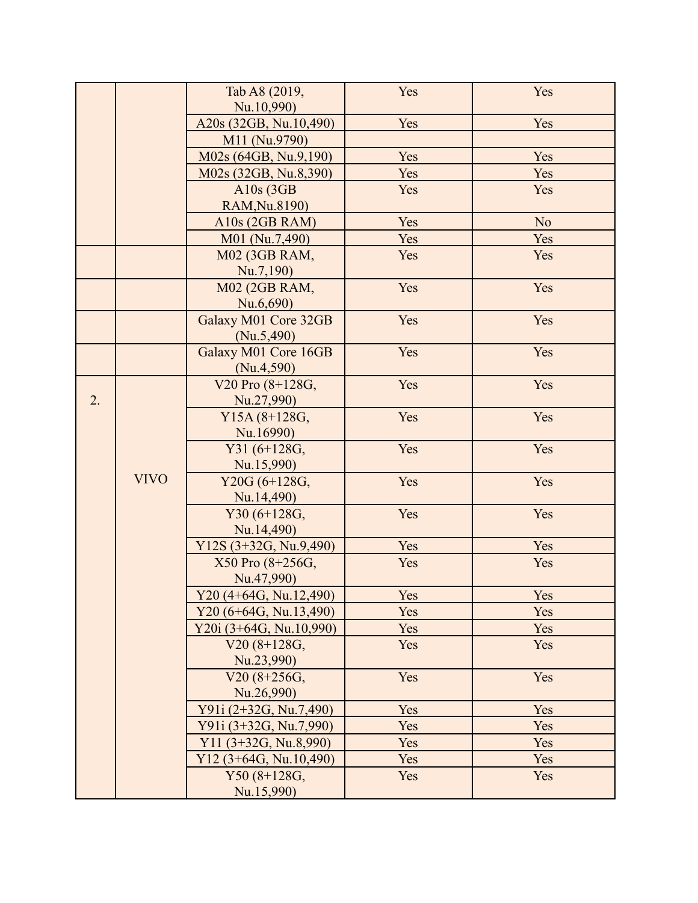| | | | | |
|---|---|---|---|---|
| | | Tab A8 (2019, Nu.10,990) | Yes | Yes |
| | | A20s (32GB, Nu.10,490) | Yes | Yes |
| | | M11 (Nu.9790) | | |
| | | M02s (64GB, Nu.9,190) | Yes | Yes |
| | | M02s (32GB, Nu.8,390) | Yes | Yes |
| | | A10s (3GB RAM,Nu.8190) | Yes | Yes |
| | | A10s (2GB RAM) | Yes | No |
| | | M01 (Nu.7,490) | Yes | Yes |
| | | M02 (3GB RAM, Nu.7,190) | Yes | Yes |
| | | M02 (2GB RAM, Nu.6,690) | Yes | Yes |
| | | Galaxy M01 Core 32GB (Nu.5,490) | Yes | Yes |
| | | Galaxy M01 Core 16GB (Nu.4,590) | Yes | Yes |
| 2. | VIVO | V20 Pro (8+128G, Nu.27,990) | Yes | Yes |
| | | Y15A (8+128G, Nu.16990) | Yes | Yes |
| | | Y31 (6+128G, Nu.15,990) | Yes | Yes |
| | | Y20G (6+128G, Nu.14,490) | Yes | Yes |
| | | Y30 (6+128G, Nu.14,490) | Yes | Yes |
| | | Y12S (3+32G, Nu.9,490) | Yes | Yes |
| | | X50 Pro (8+256G, Nu.47,990) | Yes | Yes |
| | | Y20 (4+64G, Nu.12,490) | Yes | Yes |
| | | Y20 (6+64G, Nu.13,490) | Yes | Yes |
| | | Y20i (3+64G, Nu.10,990) | Yes | Yes |
| | | V20 (8+128G, Nu.23,990) | Yes | Yes |
| | | V20 (8+256G, Nu.26,990) | Yes | Yes |
| | | Y91i (2+32G, Nu.7,490) | Yes | Yes |
| | | Y91i (3+32G, Nu.7,990) | Yes | Yes |
| | | Y11 (3+32G, Nu.8,990) | Yes | Yes |
| | | Y12 (3+64G, Nu.10,490) | Yes | Yes |
| | | Y50 (8+128G, Nu.15,990) | Yes | Yes |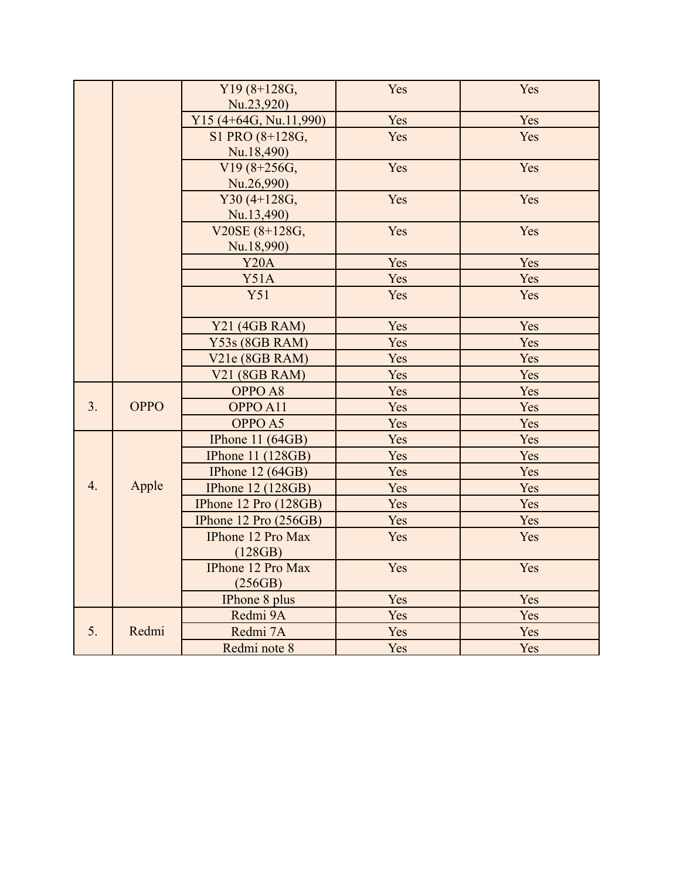| | | Y19 (8+128G, Nu.23,920) | Yes | Yes |
|---|---|---|---|---|
| | | Y15 (4+64G, Nu.11,990) | Yes | Yes |
| | | S1 PRO (8+128G, Nu.18,490) | Yes | Yes |
| | | V19 (8+256G, Nu.26,990) | Yes | Yes |
| | | Y30 (4+128G, Nu.13,490) | Yes | Yes |
| | | V20SE (8+128G, Nu.18,990) | Yes | Yes |
| | | Y20A | Yes | Yes |
| | | Y51A | Yes | Yes |
| | | Y51 | Yes | Yes |
| | | Y21 (4GB RAM) | Yes | Yes |
| | | Y53s (8GB RAM) | Yes | Yes |
| | | V21e (8GB RAM) | Yes | Yes |
| | | V21 (8GB RAM) | Yes | Yes |
| 3. | OPPO | OPPO A8 | Yes | Yes |
| | | OPPO A11 | Yes | Yes |
| | | OPPO A5 | Yes | Yes |
| 4. | Apple | IPhone 11 (64GB) | Yes | Yes |
| | | IPhone 11 (128GB) | Yes | Yes |
| | | IPhone 12 (64GB) | Yes | Yes |
| | | IPhone 12 (128GB) | Yes | Yes |
| | | IPhone 12 Pro (128GB) | Yes | Yes |
| | | IPhone 12 Pro (256GB) | Yes | Yes |
| | | IPhone 12 Pro Max (128GB) | Yes | Yes |
| | | IPhone 12 Pro Max (256GB) | Yes | Yes |
| | | IPhone 8 plus | Yes | Yes |
| 5. | Redmi | Redmi 9A | Yes | Yes |
| | | Redmi 7A | Yes | Yes |
| | | Redmi note 8 | Yes | Yes |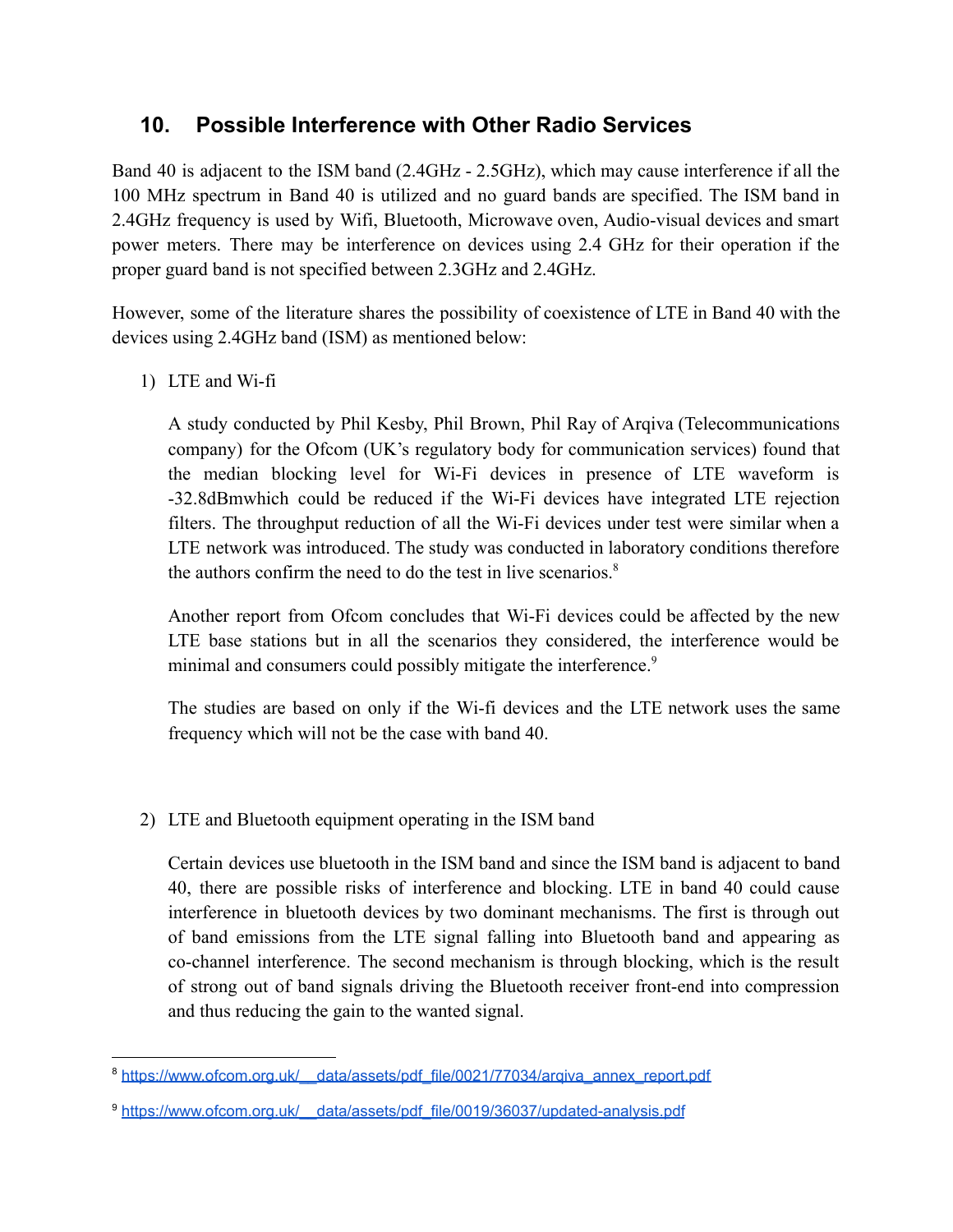## 10. Possible Interference with Other Radio Services

Band 40 is adjacent to the ISM band (2.4GHz - 2.5GHz), which may cause interference if all the 100 MHz spectrum in Band 40 is utilized and no guard bands are specified. The ISM band in 2.4GHz frequency is used by Wifi, Bluetooth, Microwave oven, Audio-visual devices and smart power meters. There may be interference on devices using 2.4 GHz for their operation if the proper guard band is not specified between 2.3GHz and 2.4GHz.

However, some of the literature shares the possibility of coexistence of LTE in Band 40 with the devices using 2.4GHz band (ISM) as mentioned below:

1) LTE and Wi-fi

   A study conducted by Phil Kesby, Phil Brown, Phil Ray of Arqiva (Telecommunications company) for the Ofcom (UK's regulatory body for communication services) found that the median blocking level for Wi-Fi devices in presence of LTE waveform is -32.8dBmwhich could be reduced if the Wi-Fi devices have integrated LTE rejection filters. The throughput reduction of all the Wi-Fi devices under test were similar when a LTE network was introduced. The study was conducted in laboratory conditions therefore the authors confirm the need to do the test in live scenarios.[8]

   Another report from Ofcom concludes that Wi-Fi devices could be affected by the new LTE base stations but in all the scenarios they considered, the interference would be minimal and consumers could possibly mitigate the interference.[9]

   The studies are based on only if the Wi-fi devices and the LTE network uses the same frequency which will not be the case with band 40.

2) LTE and Bluetooth equipment operating in the ISM band

   Certain devices use bluetooth in the ISM band and since the ISM band is adjacent to band 40, there are possible risks of interference and blocking. LTE in band 40 could cause interference in bluetooth devices by two dominant mechanisms. The first is through out of band emissions from the LTE signal falling into Bluetooth band and appearing as co-channel interference. The second mechanism is through blocking, which is the result of strong out of band signals driving the Bluetooth receiver front-end into compression and thus reducing the gain to the wanted signal.

---

[8] https://www.ofcom.org.uk/__data/assets/pdf_file/0021/77034/arqiva_annex_report.pdf

[9] https://www.ofcom.org.uk/__data/assets/pdf_file/0019/36037/updated-analysis.pdf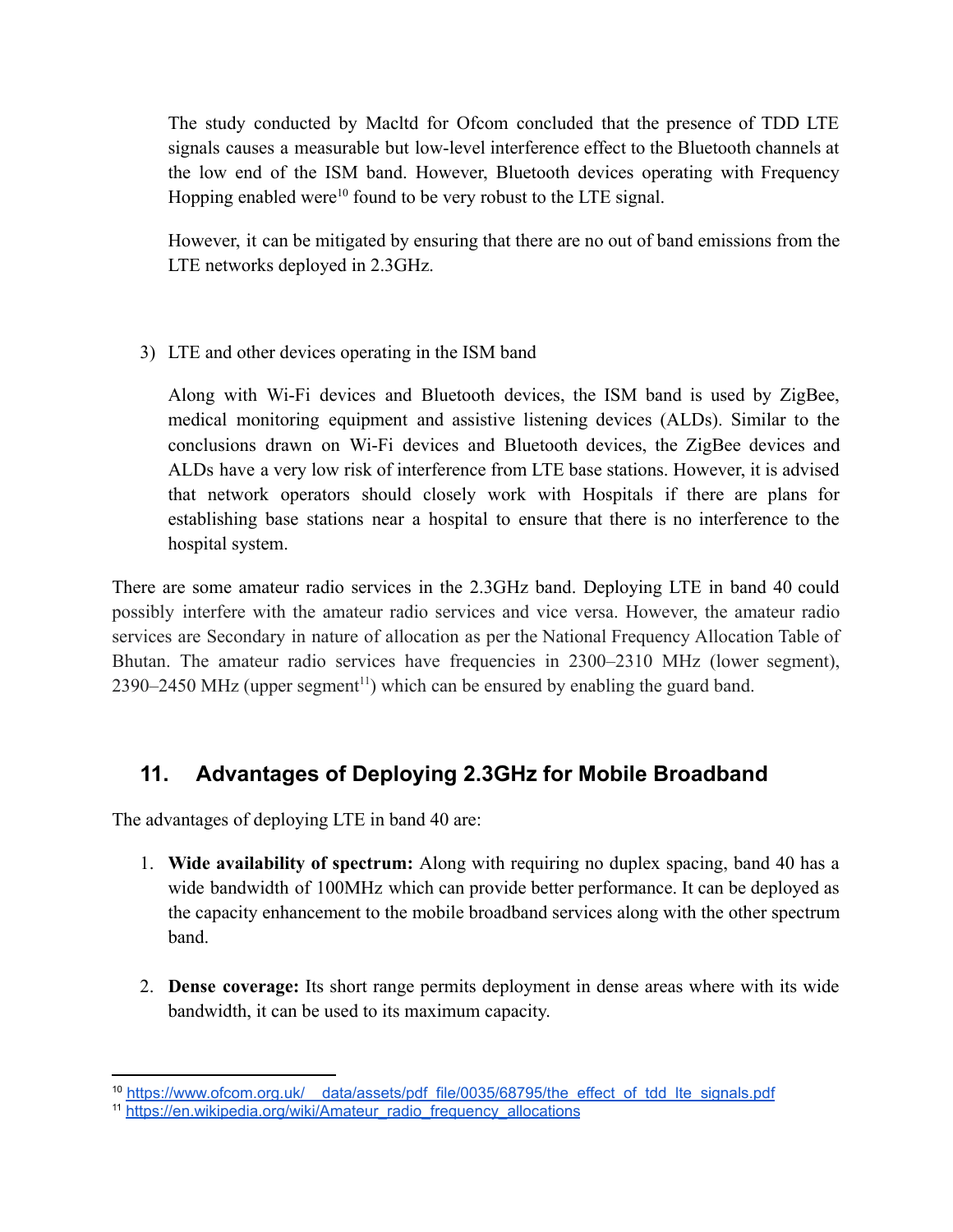The study conducted by Macltd for Ofcom concluded that the presence of TDD LTE signals causes a measurable but low-level interference effect to the Bluetooth channels at the low end of the ISM band. However, Bluetooth devices operating with Frequency Hopping enabled were[10] found to be very robust to the LTE signal.

However, it can be mitigated by ensuring that there are no out of band emissions from the LTE networks deployed in 2.3GHz.

3) LTE and other devices operating in the ISM band

   Along with Wi-Fi devices and Bluetooth devices, the ISM band is used by ZigBee, medical monitoring equipment and assistive listening devices (ALDs). Similar to the conclusions drawn on Wi-Fi devices and Bluetooth devices, the ZigBee devices and ALDs have a very low risk of interference from LTE base stations. However, it is advised that network operators should closely work with Hospitals if there are plans for establishing base stations near a hospital to ensure that there is no interference to the hospital system.

There are some amateur radio services in the 2.3GHz band. Deploying LTE in band 40 could possibly interfere with the amateur radio services and vice versa. However, the amateur radio services are Secondary in nature of allocation as per the National Frequency Allocation Table of Bhutan. The amateur radio services have frequencies in 2300–2310 MHz (lower segment), 2390–2450 MHz (upper segment[11]) which can be ensured by enabling the guard band.

## 11. Advantages of Deploying 2.3GHz for Mobile Broadband

The advantages of deploying LTE in band 40 are:

1. **Wide availability of spectrum:** Along with requiring no duplex spacing, band 40 has a wide bandwidth of 100MHz which can provide better performance. It can be deployed as the capacity enhancement to the mobile broadband services along with the other spectrum band.

2. **Dense coverage:** Its short range permits deployment in dense areas where with its wide bandwidth, it can be used to its maximum capacity.

---

[10] https://www.ofcom.org.uk/__data/assets/pdf_file/0035/68795/the_effect_of_tdd_lte_signals.pdf

[11] https://en.wikipedia.org/wiki/Amateur_radio_frequency_allocations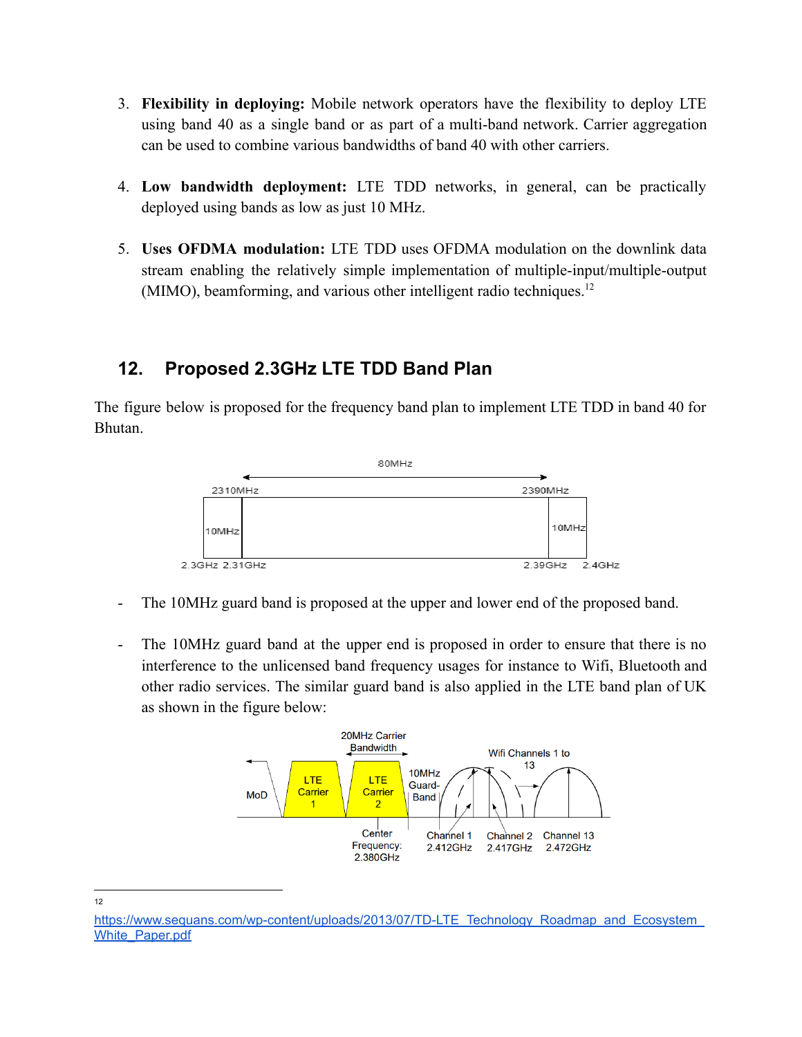3. **Flexibility in deploying:** Mobile network operators have the flexibility to deploy LTE using band 40 as a single band or as part of a multi-band network. Carrier aggregation can be used to combine various bandwidths of band 40 with other carriers.

4. **Low bandwidth deployment:** LTE TDD networks, in general, can be practically deployed using bands as low as just 10 MHz.

5. **Uses OFDMA modulation:** LTE TDD uses OFDMA modulation on the downlink data stream enabling the relatively simple implementation of multiple-input/multiple-output (MIMO), beamforming, and various other intelligent radio techniques.[12]

## 12. Proposed 2.3GHz LTE TDD Band Plan

The figure below is proposed for the frequency band plan to implement LTE TDD in band 40 for Bhutan.

80MHz

2310MHz 2390MHz

10MHz 10MHz

2.3GHz 2.31GHz 2.39GHz 2.4GHz

- The 10MHz guard band is proposed at the upper and lower end of the proposed band.

- The 10MHz guard band at the upper end is proposed in order to ensure that there is no interference to the unlicensed band frequency usages for instance to Wifi, Bluetooth and other radio services. The similar guard band is also applied in the LTE band plan of UK as shown in the figure below:

20MHz Carrier Bandwidth

MoD | LTE Carrier 1 | LTE Carrier 2 | 10MHz Guard-Band | Wifi Channels 1 to 13

Center Frequency: 2.380GHz

Channel 1 2.412GHz | Channel 2 2.417GHz | Channel 13 2.472GHz

---

[12] https://www.sequans.com/wp-content/uploads/2013/07/TD-LTE_Technology_Roadmap_and_Ecosystem_White_Paper.pdf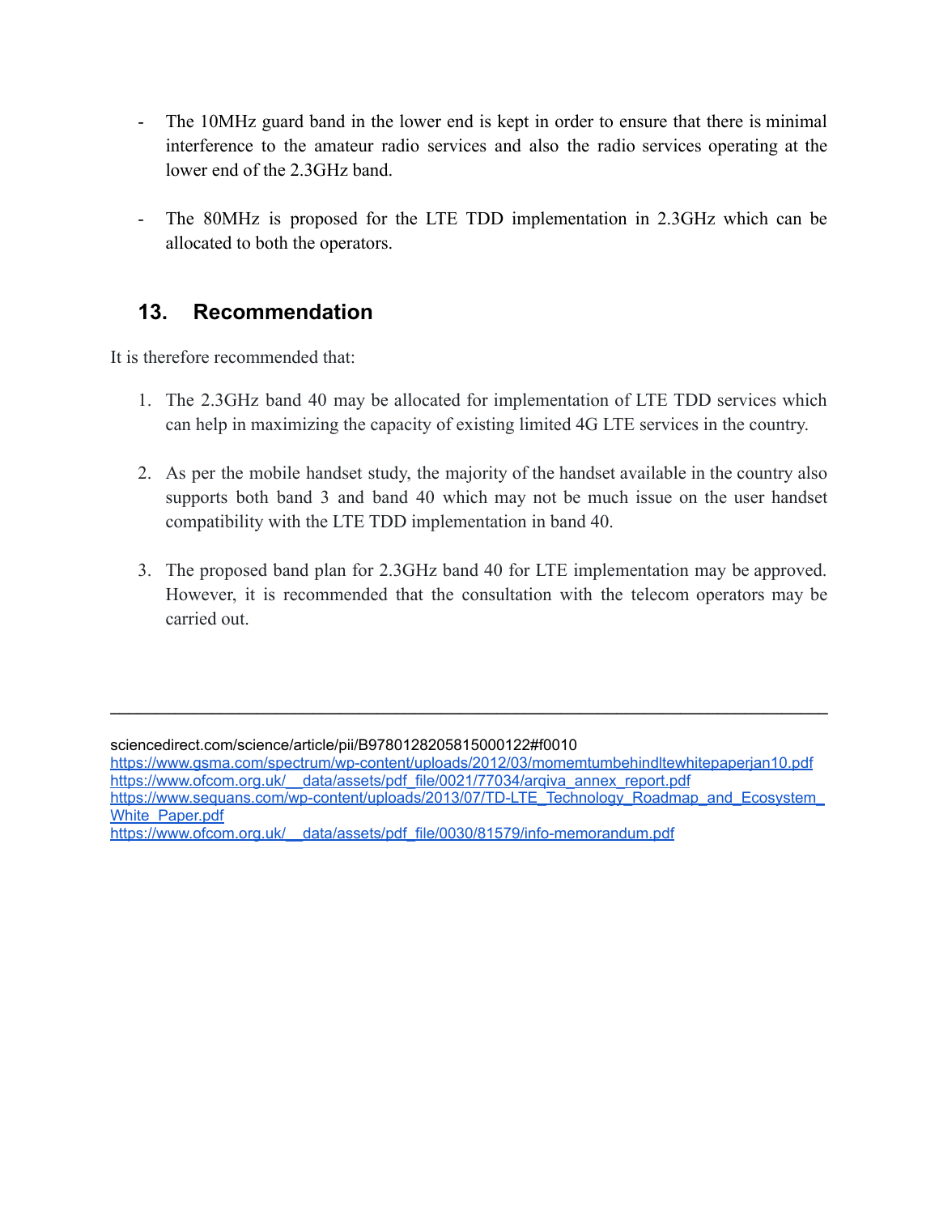- The 10MHz guard band in the lower end is kept in order to ensure that there is minimal interference to the amateur radio services and also the radio services operating at the lower end of the 2.3GHz band.

- The 80MHz is proposed for the LTE TDD implementation in 2.3GHz which can be allocated to both the operators.

## 13. Recommendation

It is therefore recommended that:

1. The 2.3GHz band 40 may be allocated for implementation of LTE TDD services which can help in maximizing the capacity of existing limited 4G LTE services in the country.

2. As per the mobile handset study, the majority of the handset available in the country also supports both band 3 and band 40 which may not be much issue on the user handset compatibility with the LTE TDD implementation in band 40.

3. The proposed band plan for 2.3GHz band 40 for LTE implementation may be approved. However, it is recommended that the consultation with the telecom operators may be carried out.

---

sciencedirect.com/science/article/pii/B9780128205815000122#f0010
https://www.gsma.com/spectrum/wp-content/uploads/2012/03/momemtumbehindltewhitepaperjan10.pdf
https://www.ofcom.org.uk/__data/assets/pdf_file/0021/77034/arqiva_annex_report.pdf
https://www.sequans.com/wp-content/uploads/2013/07/TD-LTE_Technology_Roadmap_and_Ecosystem_White_Paper.pdf
https://www.ofcom.org.uk/__data/assets/pdf_file/0030/81579/info-memorandum.pdf